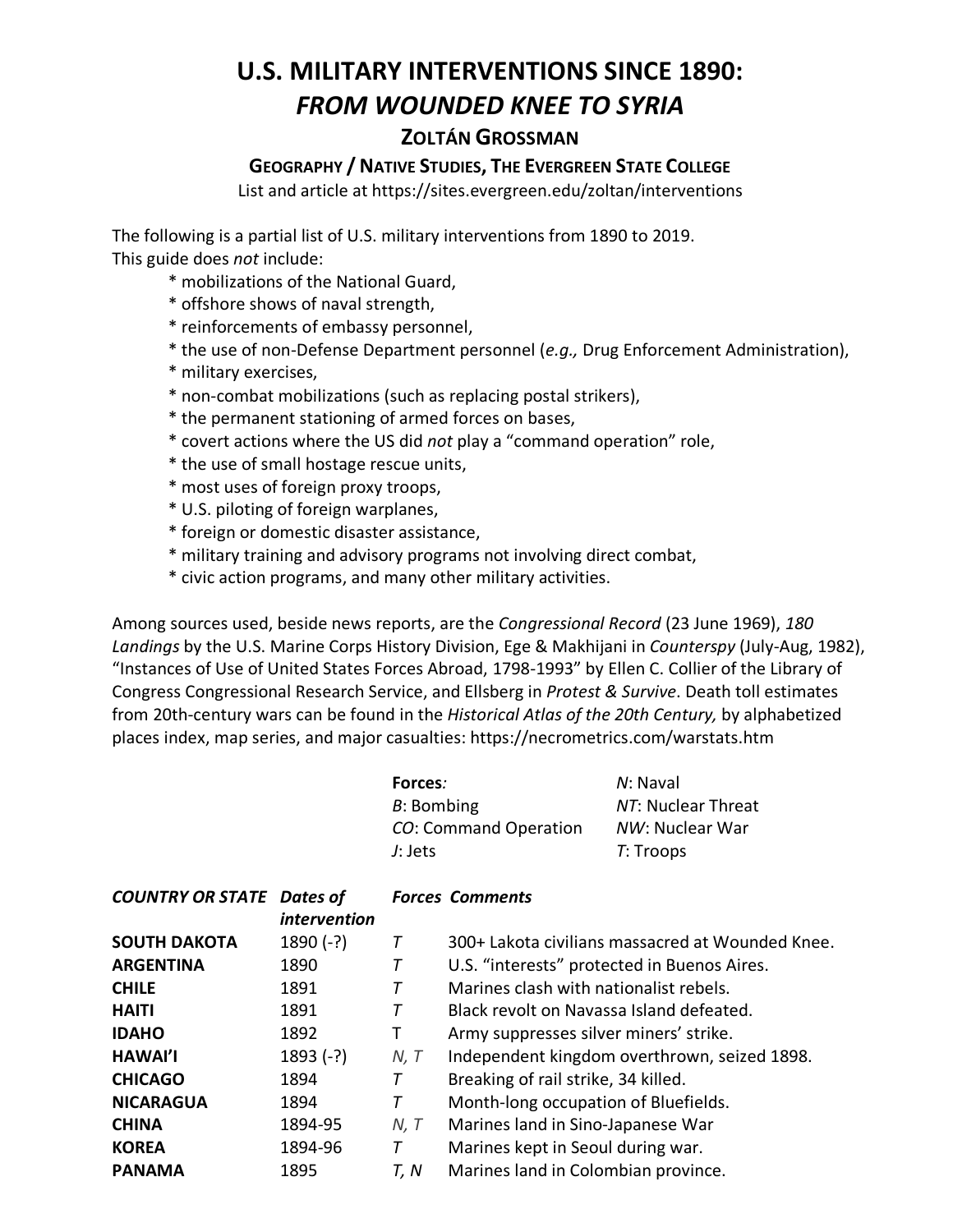# U.S. MILITARY INTERVENTIONS SINCE 1890:
# *FROM WOUNDED KNEE TO SYRIA*

### ZOLTÁN GROSSMAN

**GEOGRAPHY / NATIVE STUDIES, THE EVERGREEN STATE COLLEGE**

List and article at https://sites.evergreen.edu/zoltan/interventions

The following is a partial list of U.S. military interventions from 1890 to 2019.
This guide does *not* include:

* mobilizations of the National Guard,
* offshore shows of naval strength,
* reinforcements of embassy personnel,
* the use of non-Defense Department personnel (*e.g.,* Drug Enforcement Administration),
* military exercises,
* non-combat mobilizations (such as replacing postal strikers),
* the permanent stationing of armed forces on bases,
* covert actions where the US did *not* play a "command operation" role,
* the use of small hostage rescue units,
* most uses of foreign proxy troops,
* U.S. piloting of foreign warplanes,
* foreign or domestic disaster assistance,
* military training and advisory programs not involving direct combat,
* civic action programs, and many other military activities.

Among sources used, beside news reports, are the *Congressional Record* (23 June 1969), *180 Landings* by the U.S. Marine Corps History Division, Ege & Makhijani in *Counterspy* (July-Aug, 1982), "Instances of Use of United States Forces Abroad, 1798-1993" by Ellen C. Collier of the Library of Congress Congressional Research Service, and Ellsberg in *Protest & Survive*. Death toll estimates from 20th-century wars can be found in the *Historical Atlas of the 20th Century,* by alphabetized places index, map series, and major casualties: https://necrometrics.com/warstats.htm

**Forces***:*

*B*: Bombing
*CO*: Command Operation
*J*: Jets
*N*: Naval
*NT*: Nuclear Threat
*NW*: Nuclear War
*T*: Troops

| *COUNTRY OR STATE* | *Dates of intervention* | *Forces* | *Comments* |
|---|---|---|---|
| **SOUTH DAKOTA** | 1890 (-?) | *T* | 300+ Lakota civilians massacred at Wounded Knee. |
| **ARGENTINA** | 1890 | *T* | U.S. "interests" protected in Buenos Aires. |
| **CHILE** | 1891 | *T* | Marines clash with nationalist rebels. |
| **HAITI** | 1891 | *T* | Black revolt on Navassa Island defeated. |
| **IDAHO** | 1892 | T | Army suppresses silver miners' strike. |
| **HAWAI'I** | 1893 (-?) | *N, T* | Independent kingdom overthrown, seized 1898. |
| **CHICAGO** | 1894 | *T* | Breaking of rail strike, 34 killed. |
| **NICARAGUA** | 1894 | *T* | Month-long occupation of Bluefields. |
| **CHINA** | 1894-95 | *N, T* | Marines land in Sino-Japanese War |
| **KOREA** | 1894-96 | *T* | Marines kept in Seoul during war. |
| **PANAMA** | 1895 | *T, N* | Marines land in Colombian province. |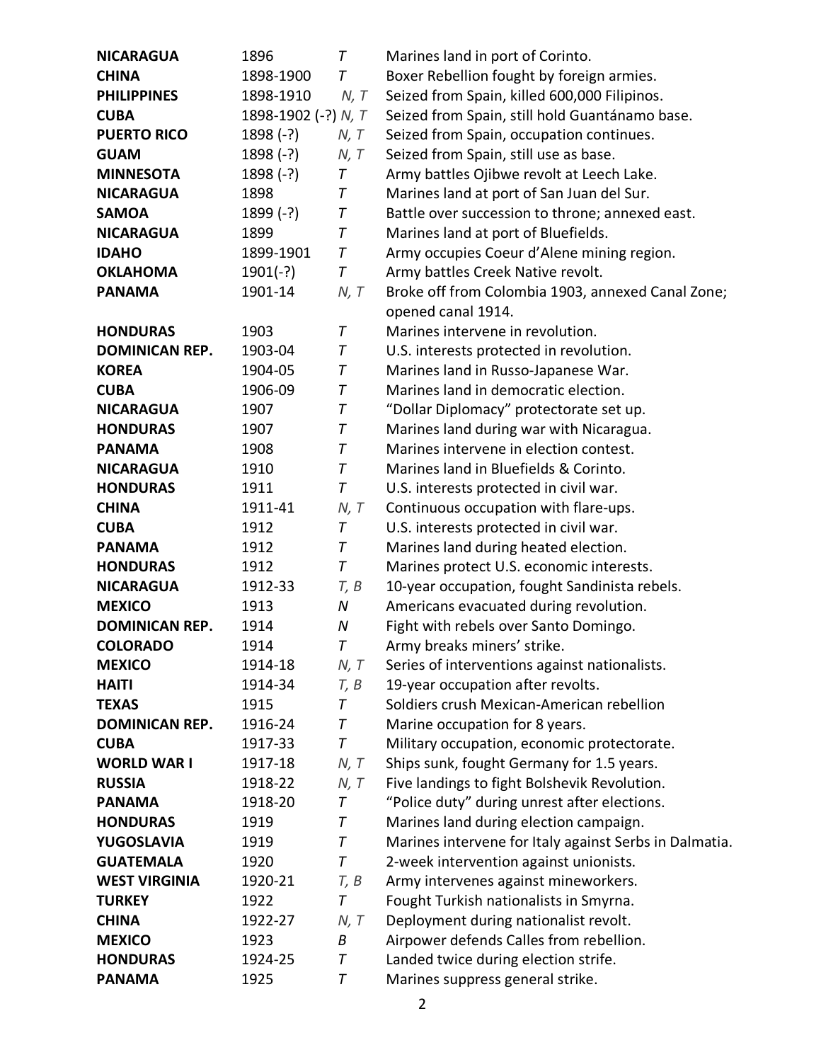| | | | |
|---|---|---|---|
| **NICARAGUA** | 1896 | *T* | Marines land in port of Corinto. |
| **CHINA** | 1898-1900 | *T* | Boxer Rebellion fought by foreign armies. |
| **PHILIPPINES** | 1898-1910 | *N, T* | Seized from Spain, killed 600,000 Filipinos. |
| **CUBA** | 1898-1902 (-?) | *N, T* | Seized from Spain, still hold Guantánamo base. |
| **PUERTO RICO** | 1898 (-?) | *N, T* | Seized from Spain, occupation continues. |
| **GUAM** | 1898 (-?) | *N, T* | Seized from Spain, still use as base. |
| **MINNESOTA** | 1898 (-?) | *T* | Army battles Ojibwe revolt at Leech Lake. |
| **NICARAGUA** | 1898 | *T* | Marines land at port of San Juan del Sur. |
| **SAMOA** | 1899 (-?) | *T* | Battle over succession to throne; annexed east. |
| **NICARAGUA** | 1899 | *T* | Marines land at port of Bluefields. |
| **IDAHO** | 1899-1901 | *T* | Army occupies Coeur d'Alene mining region. |
| **OKLAHOMA** | 1901(-?) | *T* | Army battles Creek Native revolt. |
| **PANAMA** | 1901-14 | *N, T* | Broke off from Colombia 1903, annexed Canal Zone; opened canal 1914. |
| **HONDURAS** | 1903 | *T* | Marines intervene in revolution. |
| **DOMINICAN REP.** | 1903-04 | *T* | U.S. interests protected in revolution. |
| **KOREA** | 1904-05 | *T* | Marines land in Russo-Japanese War. |
| **CUBA** | 1906-09 | *T* | Marines land in democratic election. |
| **NICARAGUA** | 1907 | *T* | "Dollar Diplomacy" protectorate set up. |
| **HONDURAS** | 1907 | *T* | Marines land during war with Nicaragua. |
| **PANAMA** | 1908 | *T* | Marines intervene in election contest. |
| **NICARAGUA** | 1910 | *T* | Marines land in Bluefields & Corinto. |
| **HONDURAS** | 1911 | *T* | U.S. interests protected in civil war. |
| **CHINA** | 1911-41 | *N, T* | Continuous occupation with flare-ups. |
| **CUBA** | 1912 | *T* | U.S. interests protected in civil war. |
| **PANAMA** | 1912 | *T* | Marines land during heated election. |
| **HONDURAS** | 1912 | *T* | Marines protect U.S. economic interests. |
| **NICARAGUA** | 1912-33 | *T, B* | 10-year occupation, fought Sandinista rebels. |
| **MEXICO** | 1913 | *N* | Americans evacuated during revolution. |
| **DOMINICAN REP.** | 1914 | *N* | Fight with rebels over Santo Domingo. |
| **COLORADO** | 1914 | *T* | Army breaks miners' strike. |
| **MEXICO** | 1914-18 | *N, T* | Series of interventions against nationalists. |
| **HAITI** | 1914-34 | *T, B* | 19-year occupation after revolts. |
| **TEXAS** | 1915 | *T* | Soldiers crush Mexican-American rebellion |
| **DOMINICAN REP.** | 1916-24 | *T* | Marine occupation for 8 years. |
| **CUBA** | 1917-33 | *T* | Military occupation, economic protectorate. |
| **WORLD WAR I** | 1917-18 | *N, T* | Ships sunk, fought Germany for 1.5 years. |
| **RUSSIA** | 1918-22 | *N, T* | Five landings to fight Bolshevik Revolution. |
| **PANAMA** | 1918-20 | *T* | "Police duty" during unrest after elections. |
| **HONDURAS** | 1919 | *T* | Marines land during election campaign. |
| **YUGOSLAVIA** | 1919 | *T* | Marines intervene for Italy against Serbs in Dalmatia. |
| **GUATEMALA** | 1920 | *T* | 2-week intervention against unionists. |
| **WEST VIRGINIA** | 1920-21 | *T, B* | Army intervenes against mineworkers. |
| **TURKEY** | 1922 | *T* | Fought Turkish nationalists in Smyrna. |
| **CHINA** | 1922-27 | *N, T* | Deployment during nationalist revolt. |
| **MEXICO** | 1923 | *B* | Airpower defends Calles from rebellion. |
| **HONDURAS** | 1924-25 | *T* | Landed twice during election strife. |
| **PANAMA** | 1925 | *T* | Marines suppress general strike. |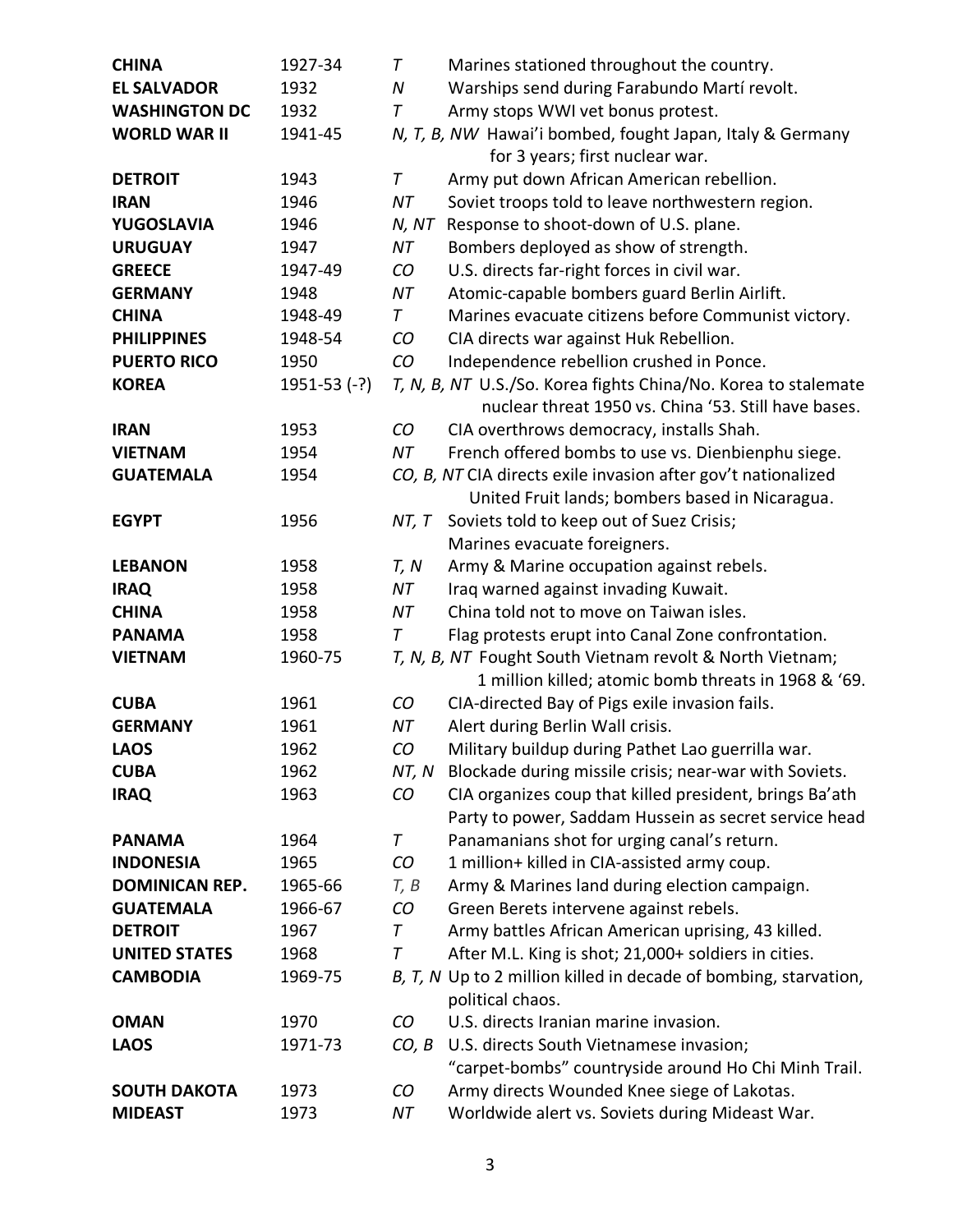| | | | |
|---|---|---|---|
| **CHINA** | 1927-34 | *T* | Marines stationed throughout the country. |
| **EL SALVADOR** | 1932 | *N* | Warships send during Farabundo Martí revolt. |
| **WASHINGTON DC** | 1932 | *T* | Army stops WWI vet bonus protest. |
| **WORLD WAR II** | 1941-45 | *N, T, B, NW* | Hawai'i bombed, fought Japan, Italy & Germany for 3 years; first nuclear war. |
| **DETROIT** | 1943 | *T* | Army put down African American rebellion. |
| **IRAN** | 1946 | *NT* | Soviet troops told to leave northwestern region. |
| **YUGOSLAVIA** | 1946 | *N, NT* | Response to shoot-down of U.S. plane. |
| **URUGUAY** | 1947 | *NT* | Bombers deployed as show of strength. |
| **GREECE** | 1947-49 | *CO* | U.S. directs far-right forces in civil war. |
| **GERMANY** | 1948 | *NT* | Atomic-capable bombers guard Berlin Airlift. |
| **CHINA** | 1948-49 | *T* | Marines evacuate citizens before Communist victory. |
| **PHILIPPINES** | 1948-54 | *CO* | CIA directs war against Huk Rebellion. |
| **PUERTO RICO** | 1950 | *CO* | Independence rebellion crushed in Ponce. |
| **KOREA** | 1951-53 (-?) | *T, N, B, NT* | U.S./So. Korea fights China/No. Korea to stalemate nuclear threat 1950 vs. China '53. Still have bases. |
| **IRAN** | 1953 | *CO* | CIA overthrows democracy, installs Shah. |
| **VIETNAM** | 1954 | *NT* | French offered bombs to use vs. Dienbienphu siege. |
| **GUATEMALA** | 1954 | *CO, B, NT* | CIA directs exile invasion after gov't nationalized United Fruit lands; bombers based in Nicaragua. |
| **EGYPT** | 1956 | *NT, T* | Soviets told to keep out of Suez Crisis; Marines evacuate foreigners. |
| **LEBANON** | 1958 | *T, N* | Army & Marine occupation against rebels. |
| **IRAQ** | 1958 | *NT* | Iraq warned against invading Kuwait. |
| **CHINA** | 1958 | *NT* | China told not to move on Taiwan isles. |
| **PANAMA** | 1958 | *T* | Flag protests erupt into Canal Zone confrontation. |
| **VIETNAM** | 1960-75 | *T, N, B, NT* | Fought South Vietnam revolt & North Vietnam; 1 million killed; atomic bomb threats in 1968 & '69. |
| **CUBA** | 1961 | *CO* | CIA-directed Bay of Pigs exile invasion fails. |
| **GERMANY** | 1961 | *NT* | Alert during Berlin Wall crisis. |
| **LAOS** | 1962 | *CO* | Military buildup during Pathet Lao guerrilla war. |
| **CUBA** | 1962 | *NT, N* | Blockade during missile crisis; near-war with Soviets. |
| **IRAQ** | 1963 | *CO* | CIA organizes coup that killed president, brings Ba'ath Party to power, Saddam Hussein as secret service head |
| **PANAMA** | 1964 | *T* | Panamanians shot for urging canal's return. |
| **INDONESIA** | 1965 | *CO* | 1 million+ killed in CIA-assisted army coup. |
| **DOMINICAN REP.** | 1965-66 | *T, B* | Army & Marines land during election campaign. |
| **GUATEMALA** | 1966-67 | *CO* | Green Berets intervene against rebels. |
| **DETROIT** | 1967 | *T* | Army battles African American uprising, 43 killed. |
| **UNITED STATES** | 1968 | *T* | After M.L. King is shot; 21,000+ soldiers in cities. |
| **CAMBODIA** | 1969-75 | *B, T, N* | Up to 2 million killed in decade of bombing, starvation, political chaos. |
| **OMAN** | 1970 | *CO* | U.S. directs Iranian marine invasion. |
| **LAOS** | 1971-73 | *CO, B* | U.S. directs South Vietnamese invasion; "carpet-bombs" countryside around Ho Chi Minh Trail. |
| **SOUTH DAKOTA** | 1973 | *CO* | Army directs Wounded Knee siege of Lakotas. |
| **MIDEAST** | 1973 | *NT* | Worldwide alert vs. Soviets during Mideast War. |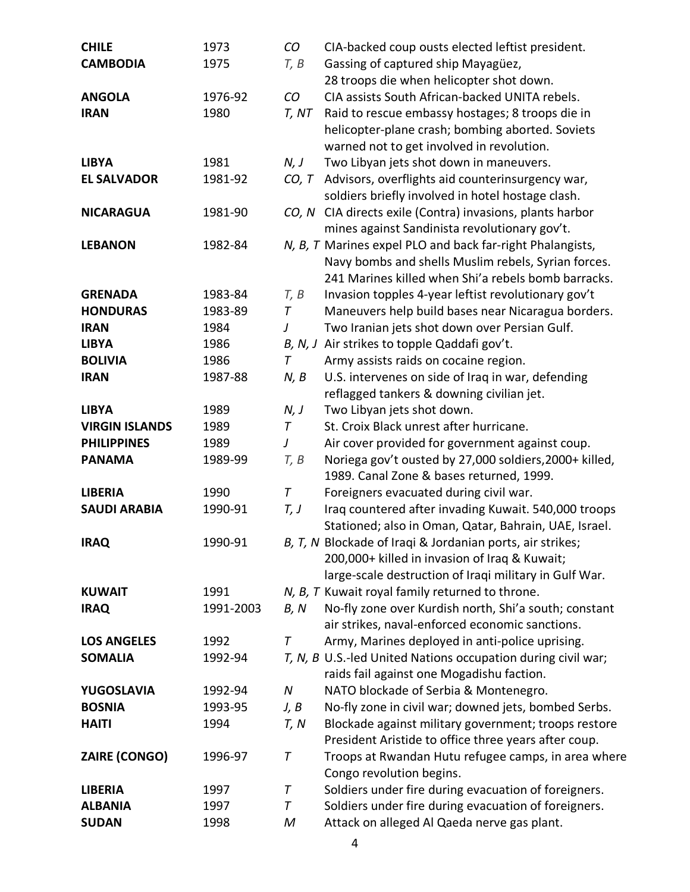| | | | |
|---|---|---|---|
| **CHILE** | 1973 | *CO* | CIA-backed coup ousts elected leftist president. |
| **CAMBODIA** | 1975 | *T, B* | Gassing of captured ship Mayagüez, 28 troops die when helicopter shot down. |
| **ANGOLA** | 1976-92 | *CO* | CIA assists South African-backed UNITA rebels. |
| **IRAN** | 1980 | *T, NT* | Raid to rescue embassy hostages; 8 troops die in helicopter-plane crash; bombing aborted. Soviets warned not to get involved in revolution. |
| **LIBYA** | 1981 | *N, J* | Two Libyan jets shot down in maneuvers. |
| **EL SALVADOR** | 1981-92 | *CO, T* | Advisors, overflights aid counterinsurgency war, soldiers briefly involved in hotel hostage clash. |
| **NICARAGUA** | 1981-90 | *CO, N* | CIA directs exile (Contra) invasions, plants harbor mines against Sandinista revolutionary gov't. |
| **LEBANON** | 1982-84 | *N, B, T* | Marines expel PLO and back far-right Phalangists, Navy bombs and shells Muslim rebels, Syrian forces. 241 Marines killed when Shi'a rebels bomb barracks. |
| **GRENADA** | 1983-84 | *T, B* | Invasion topples 4-year leftist revolutionary gov't |
| **HONDURAS** | 1983-89 | *T* | Maneuvers help build bases near Nicaragua borders. |
| **IRAN** | 1984 | *J* | Two Iranian jets shot down over Persian Gulf. |
| **LIBYA** | 1986 | *B, N, J* | Air strikes to topple Qaddafi gov't. |
| **BOLIVIA** | 1986 | *T* | Army assists raids on cocaine region. |
| **IRAN** | 1987-88 | *N, B* | U.S. intervenes on side of Iraq in war, defending reflagged tankers & downing civilian jet. |
| **LIBYA** | 1989 | *N, J* | Two Libyan jets shot down. |
| **VIRGIN ISLANDS** | 1989 | *T* | St. Croix Black unrest after hurricane. |
| **PHILIPPINES** | 1989 | *J* | Air cover provided for government against coup. |
| **PANAMA** | 1989-99 | *T, B* | Noriega gov't ousted by 27,000 soldiers,2000+ killed, 1989. Canal Zone & bases returned, 1999. |
| **LIBERIA** | 1990 | *T* | Foreigners evacuated during civil war. |
| **SAUDI ARABIA** | 1990-91 | *T, J* | Iraq countered after invading Kuwait. 540,000 troops Stationed; also in Oman, Qatar, Bahrain, UAE, Israel. |
| **IRAQ** | 1990-91 | *B, T, N* | Blockade of Iraqi & Jordanian ports, air strikes; 200,000+ killed in invasion of Iraq & Kuwait; large-scale destruction of Iraqi military in Gulf War. |
| **KUWAIT** | 1991 | *N, B, T* | Kuwait royal family returned to throne. |
| **IRAQ** | 1991-2003 | *B, N* | No-fly zone over Kurdish north, Shi'a south; constant air strikes, naval-enforced economic sanctions. |
| **LOS ANGELES** | 1992 | *T* | Army, Marines deployed in anti-police uprising. |
| **SOMALIA** | 1992-94 | *T, N, B* | U.S.-led United Nations occupation during civil war; raids fail against one Mogadishu faction. |
| **YUGOSLAVIA** | 1992-94 | *N* | NATO blockade of Serbia & Montenegro. |
| **BOSNIA** | 1993-95 | *J, B* | No-fly zone in civil war; downed jets, bombed Serbs. |
| **HAITI** | 1994 | *T, N* | Blockade against military government; troops restore President Aristide to office three years after coup. |
| **ZAIRE (CONGO)** | 1996-97 | *T* | Troops at Rwandan Hutu refugee camps, in area where Congo revolution begins. |
| **LIBERIA** | 1997 | *T* | Soldiers under fire during evacuation of foreigners. |
| **ALBANIA** | 1997 | *T* | Soldiers under fire during evacuation of foreigners. |
| **SUDAN** | 1998 | *M* | Attack on alleged Al Qaeda nerve gas plant. |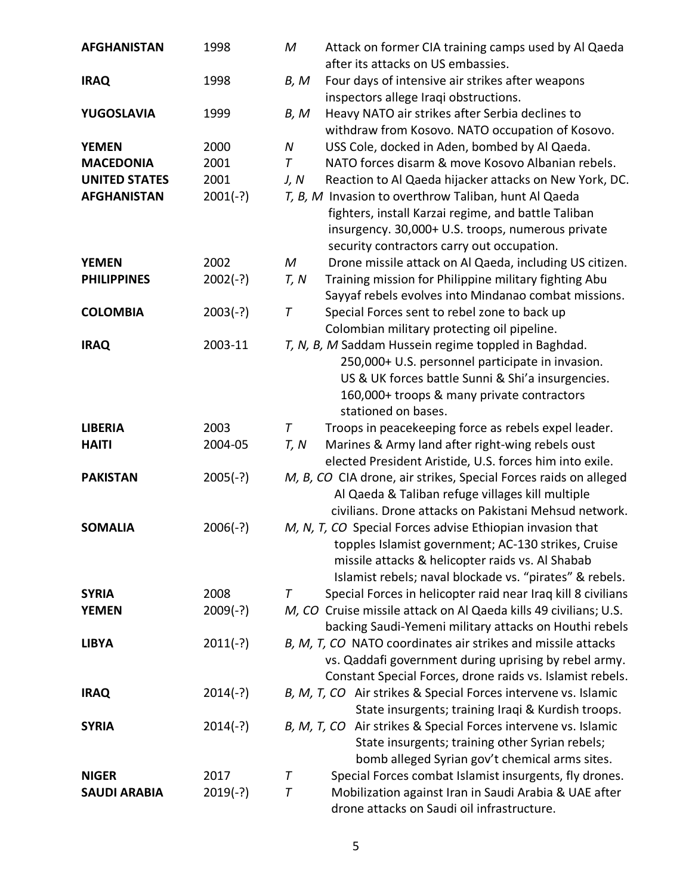| | | | |
|---|---|---|---|
| **AFGHANISTAN** | 1998 | *M* | Attack on former CIA training camps used by Al Qaeda after its attacks on US embassies. |
| **IRAQ** | 1998 | *B, M* | Four days of intensive air strikes after weapons inspectors allege Iraqi obstructions. |
| **YUGOSLAVIA** | 1999 | *B, M* | Heavy NATO air strikes after Serbia declines to withdraw from Kosovo. NATO occupation of Kosovo. |
| **YEMEN** | 2000 | *N* | USS Cole, docked in Aden, bombed by Al Qaeda. |
| **MACEDONIA** | 2001 | *T* | NATO forces disarm & move Kosovo Albanian rebels. |
| **UNITED STATES** | 2001 | *J, N* | Reaction to Al Qaeda hijacker attacks on New York, DC. |
| **AFGHANISTAN** | 2001(-?) | *T, B, M* | Invasion to overthrow Taliban, hunt Al Qaeda fighters, install Karzai regime, and battle Taliban insurgency. 30,000+ U.S. troops, numerous private security contractors carry out occupation. |
| **YEMEN** | 2002 | *M* | Drone missile attack on Al Qaeda, including US citizen. |
| **PHILIPPINES** | 2002(-?) | *T, N* | Training mission for Philippine military fighting Abu Sayyaf rebels evolves into Mindanao combat missions. |
| **COLOMBIA** | 2003(-?) | *T* | Special Forces sent to rebel zone to back up Colombian military protecting oil pipeline. |
| **IRAQ** | 2003-11 | *T, N, B, M* | Saddam Hussein regime toppled in Baghdad. 250,000+ U.S. personnel participate in invasion. US & UK forces battle Sunni & Shi'a insurgencies. 160,000+ troops & many private contractors stationed on bases. |
| **LIBERIA** | 2003 | *T* | Troops in peacekeeping force as rebels expel leader. |
| **HAITI** | 2004-05 | *T, N* | Marines & Army land after right-wing rebels oust elected President Aristide, U.S. forces him into exile. |
| **PAKISTAN** | 2005(-?) | *M, B, CO* | CIA drone, air strikes, Special Forces raids on alleged Al Qaeda & Taliban refuge villages kill multiple civilians. Drone attacks on Pakistani Mehsud network. |
| **SOMALIA** | 2006(-?) | *M, N, T, CO* | Special Forces advise Ethiopian invasion that topples Islamist government; AC-130 strikes, Cruise missile attacks & helicopter raids vs. Al Shabab Islamist rebels; naval blockade vs. "pirates" & rebels. |
| **SYRIA** | 2008 | *T* | Special Forces in helicopter raid near Iraq kill 8 civilians |
| **YEMEN** | 2009(-?) | *M, CO* | Cruise missile attack on Al Qaeda kills 49 civilians; U.S. backing Saudi-Yemeni military attacks on Houthi rebels |
| **LIBYA** | 2011(-?) | *B, M, T, CO* | NATO coordinates air strikes and missile attacks vs. Qaddafi government during uprising by rebel army. Constant Special Forces, drone raids vs. Islamist rebels. |
| **IRAQ** | 2014(-?) | *B, M, T, CO* | Air strikes & Special Forces intervene vs. Islamic State insurgents; training Iraqi & Kurdish troops. |
| **SYRIA** | 2014(-?) | *B, M, T, CO* | Air strikes & Special Forces intervene vs. Islamic State insurgents; training other Syrian rebels; bomb alleged Syrian gov't chemical arms sites. |
| **NIGER** | 2017 | *T* | Special Forces combat Islamist insurgents, fly drones. |
| **SAUDI ARABIA** | 2019(-?) | *T* | Mobilization against Iran in Saudi Arabia & UAE after drone attacks on Saudi oil infrastructure. |